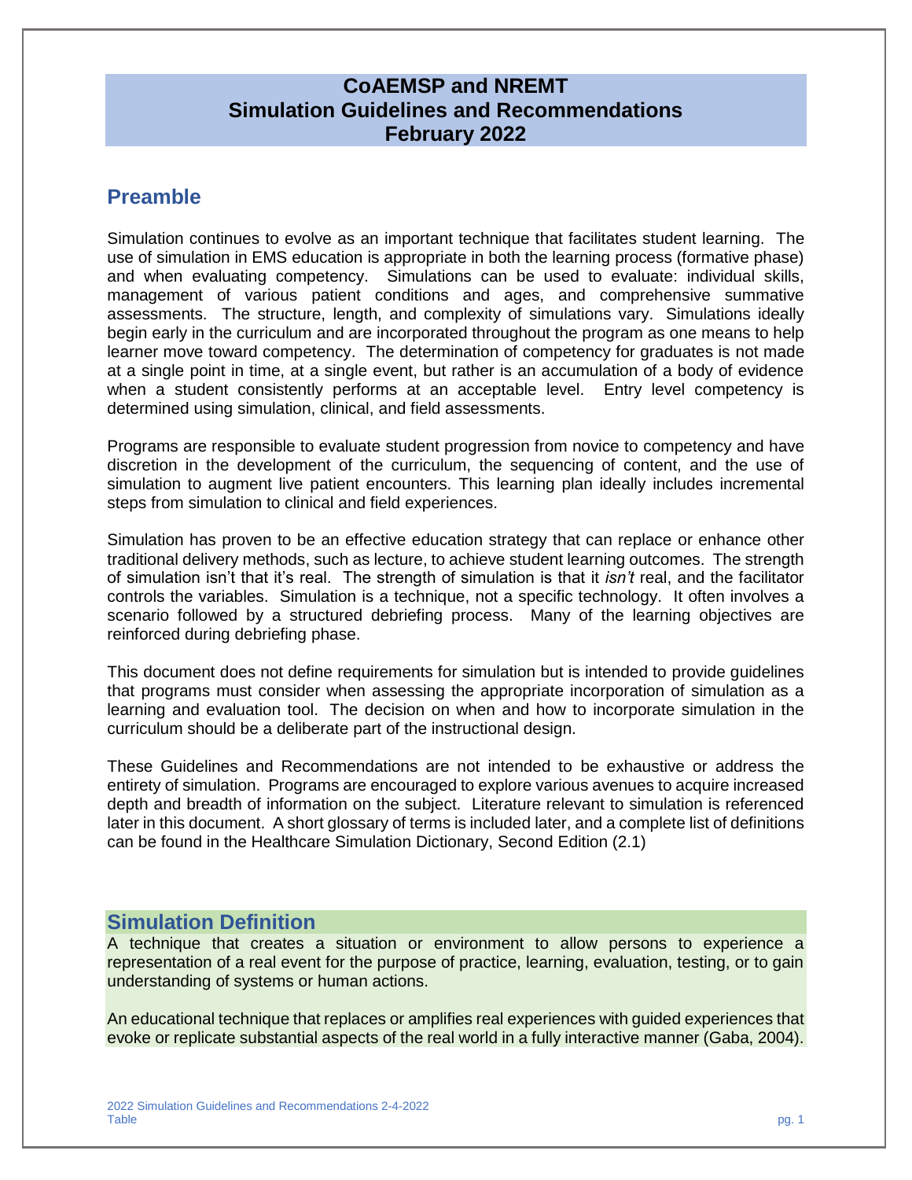# CoAEMSP and NREMT
# Simulation Guidelines and Recommendations
# February 2022

## Preamble

Simulation continues to evolve as an important technique that facilitates student learning. The use of simulation in EMS education is appropriate in both the learning process (formative phase) and when evaluating competency. Simulations can be used to evaluate: individual skills, management of various patient conditions and ages, and comprehensive summative assessments. The structure, length, and complexity of simulations vary. Simulations ideally begin early in the curriculum and are incorporated throughout the program as one means to help learner move toward competency. The determination of competency for graduates is not made at a single point in time, at a single event, but rather is an accumulation of a body of evidence when a student consistently performs at an acceptable level. Entry level competency is determined using simulation, clinical, and field assessments.

Programs are responsible to evaluate student progression from novice to competency and have discretion in the development of the curriculum, the sequencing of content, and the use of simulation to augment live patient encounters. This learning plan ideally includes incremental steps from simulation to clinical and field experiences.

Simulation has proven to be an effective education strategy that can replace or enhance other traditional delivery methods, such as lecture, to achieve student learning outcomes. The strength of simulation isn't that it's real. The strength of simulation is that it *isn't* real, and the facilitator controls the variables. Simulation is a technique, not a specific technology. It often involves a scenario followed by a structured debriefing process. Many of the learning objectives are reinforced during debriefing phase.

This document does not define requirements for simulation but is intended to provide guidelines that programs must consider when assessing the appropriate incorporation of simulation as a learning and evaluation tool. The decision on when and how to incorporate simulation in the curriculum should be a deliberate part of the instructional design.

These Guidelines and Recommendations are not intended to be exhaustive or address the entirety of simulation. Programs are encouraged to explore various avenues to acquire increased depth and breadth of information on the subject. Literature relevant to simulation is referenced later in this document. A short glossary of terms is included later, and a complete list of definitions can be found in the Healthcare Simulation Dictionary, Second Edition (2.1)

## Simulation Definition

A technique that creates a situation or environment to allow persons to experience a representation of a real event for the purpose of practice, learning, evaluation, testing, or to gain understanding of systems or human actions.

An educational technique that replaces or amplifies real experiences with guided experiences that evoke or replicate substantial aspects of the real world in a fully interactive manner (Gaba, 2004).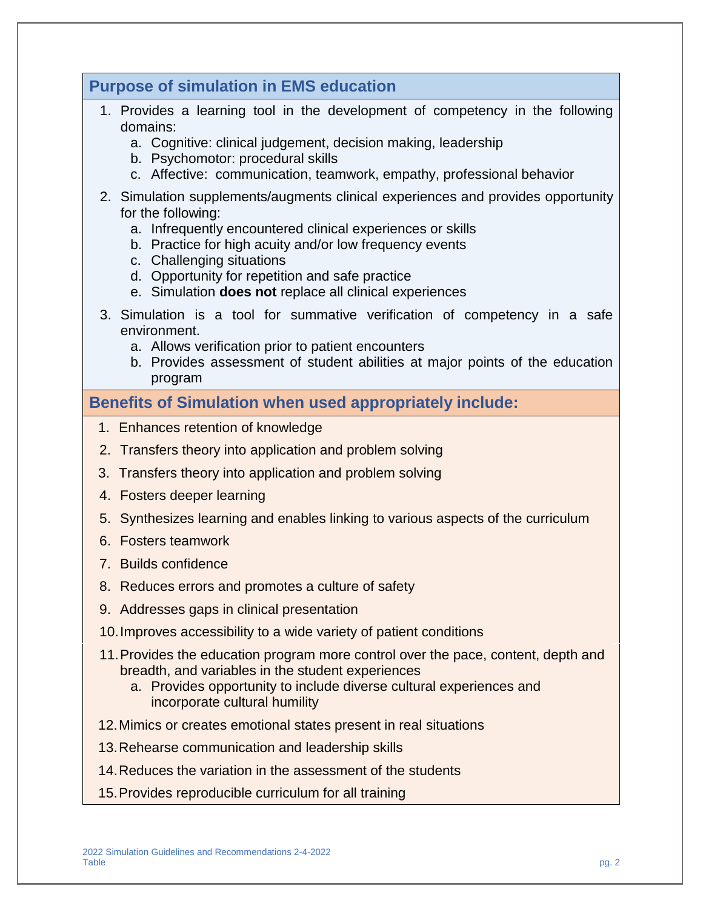## Purpose of simulation in EMS education

1. Provides a learning tool in the development of competency in the following domains:
   a. Cognitive: clinical judgement, decision making, leadership
   b. Psychomotor: procedural skills
   c. Affective: communication, teamwork, empathy, professional behavior
2. Simulation supplements/augments clinical experiences and provides opportunity for the following:
   a. Infrequently encountered clinical experiences or skills
   b. Practice for high acuity and/or low frequency events
   c. Challenging situations
   d. Opportunity for repetition and safe practice
   e. Simulation **does not** replace all clinical experiences
3. Simulation is a tool for summative verification of competency in a safe environment.
   a. Allows verification prior to patient encounters
   b. Provides assessment of student abilities at major points of the education program

## Benefits of Simulation when used appropriately include:

1. Enhances retention of knowledge
2. Transfers theory into application and problem solving
3. Transfers theory into application and problem solving
4. Fosters deeper learning
5. Synthesizes learning and enables linking to various aspects of the curriculum
6. Fosters teamwork
7. Builds confidence
8. Reduces errors and promotes a culture of safety
9. Addresses gaps in clinical presentation
10. Improves accessibility to a wide variety of patient conditions
11. Provides the education program more control over the pace, content, depth and breadth, and variables in the student experiences
    a. Provides opportunity to include diverse cultural experiences and incorporate cultural humility
12. Mimics or creates emotional states present in real situations
13. Rehearse communication and leadership skills
14. Reduces the variation in the assessment of the students
15. Provides reproducible curriculum for all training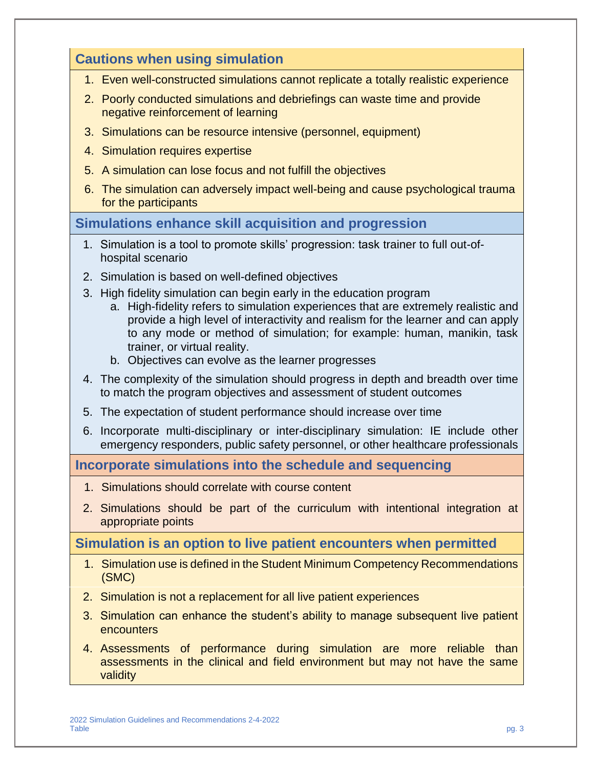## Cautions when using simulation

1. Even well-constructed simulations cannot replicate a totally realistic experience
2. Poorly conducted simulations and debriefings can waste time and provide negative reinforcement of learning
3. Simulations can be resource intensive (personnel, equipment)
4. Simulation requires expertise
5. A simulation can lose focus and not fulfill the objectives
6. The simulation can adversely impact well-being and cause psychological trauma for the participants

## Simulations enhance skill acquisition and progression

1. Simulation is a tool to promote skills' progression: task trainer to full out-of-hospital scenario
2. Simulation is based on well-defined objectives
3. High fidelity simulation can begin early in the education program
   a. High-fidelity refers to simulation experiences that are extremely realistic and provide a high level of interactivity and realism for the learner and can apply to any mode or method of simulation; for example: human, manikin, task trainer, or virtual reality.
   b. Objectives can evolve as the learner progresses
4. The complexity of the simulation should progress in depth and breadth over time to match the program objectives and assessment of student outcomes
5. The expectation of student performance should increase over time
6. Incorporate multi-disciplinary or inter-disciplinary simulation: IE include other emergency responders, public safety personnel, or other healthcare professionals

## Incorporate simulations into the schedule and sequencing

1. Simulations should correlate with course content
2. Simulations should be part of the curriculum with intentional integration at appropriate points

## Simulation is an option to live patient encounters when permitted

1. Simulation use is defined in the Student Minimum Competency Recommendations (SMC)
2. Simulation is not a replacement for all live patient experiences
3. Simulation can enhance the student's ability to manage subsequent live patient encounters
4. Assessments of performance during simulation are more reliable than assessments in the clinical and field environment but may not have the same validity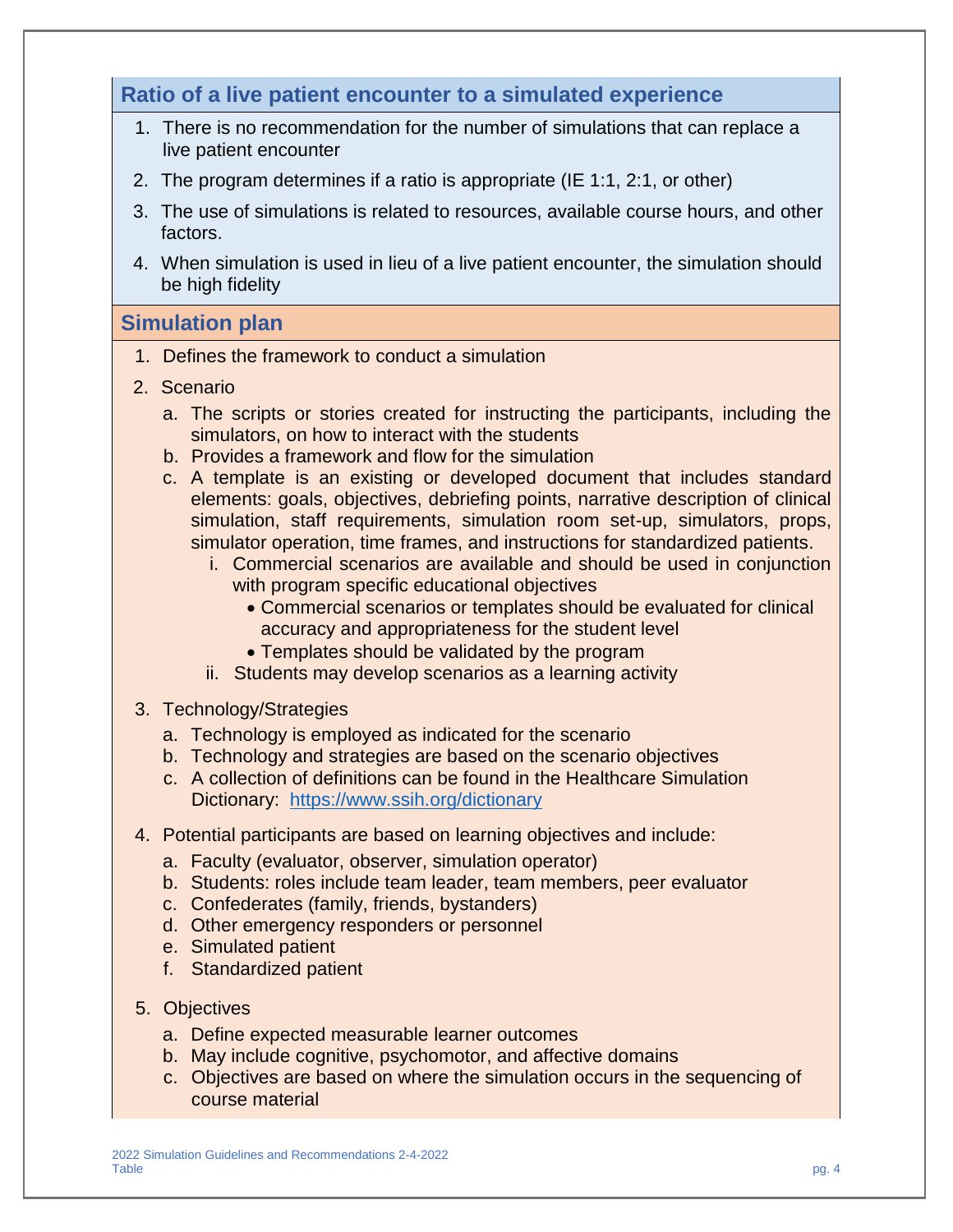## Ratio of a live patient encounter to a simulated experience

1. There is no recommendation for the number of simulations that can replace a live patient encounter
2. The program determines if a ratio is appropriate (IE 1:1, 2:1, or other)
3. The use of simulations is related to resources, available course hours, and other factors.
4. When simulation is used in lieu of a live patient encounter, the simulation should be high fidelity

## Simulation plan

1. Defines the framework to conduct a simulation
2. Scenario
   a. The scripts or stories created for instructing the participants, including the simulators, on how to interact with the students
   b. Provides a framework and flow for the simulation
   c. A template is an existing or developed document that includes standard elements: goals, objectives, debriefing points, narrative description of clinical simulation, staff requirements, simulation room set-up, simulators, props, simulator operation, time frames, and instructions for standardized patients.
      i. Commercial scenarios are available and should be used in conjunction with program specific educational objectives
         - Commercial scenarios or templates should be evaluated for clinical accuracy and appropriateness for the student level
         - Templates should be validated by the program
      ii. Students may develop scenarios as a learning activity
3. Technology/Strategies
   a. Technology is employed as indicated for the scenario
   b. Technology and strategies are based on the scenario objectives
   c. A collection of definitions can be found in the Healthcare Simulation Dictionary: https://www.ssih.org/dictionary
4. Potential participants are based on learning objectives and include:
   a. Faculty (evaluator, observer, simulation operator)
   b. Students: roles include team leader, team members, peer evaluator
   c. Confederates (family, friends, bystanders)
   d. Other emergency responders or personnel
   e. Simulated patient
   f. Standardized patient
5. Objectives
   a. Define expected measurable learner outcomes
   b. May include cognitive, psychomotor, and affective domains
   c. Objectives are based on where the simulation occurs in the sequencing of course material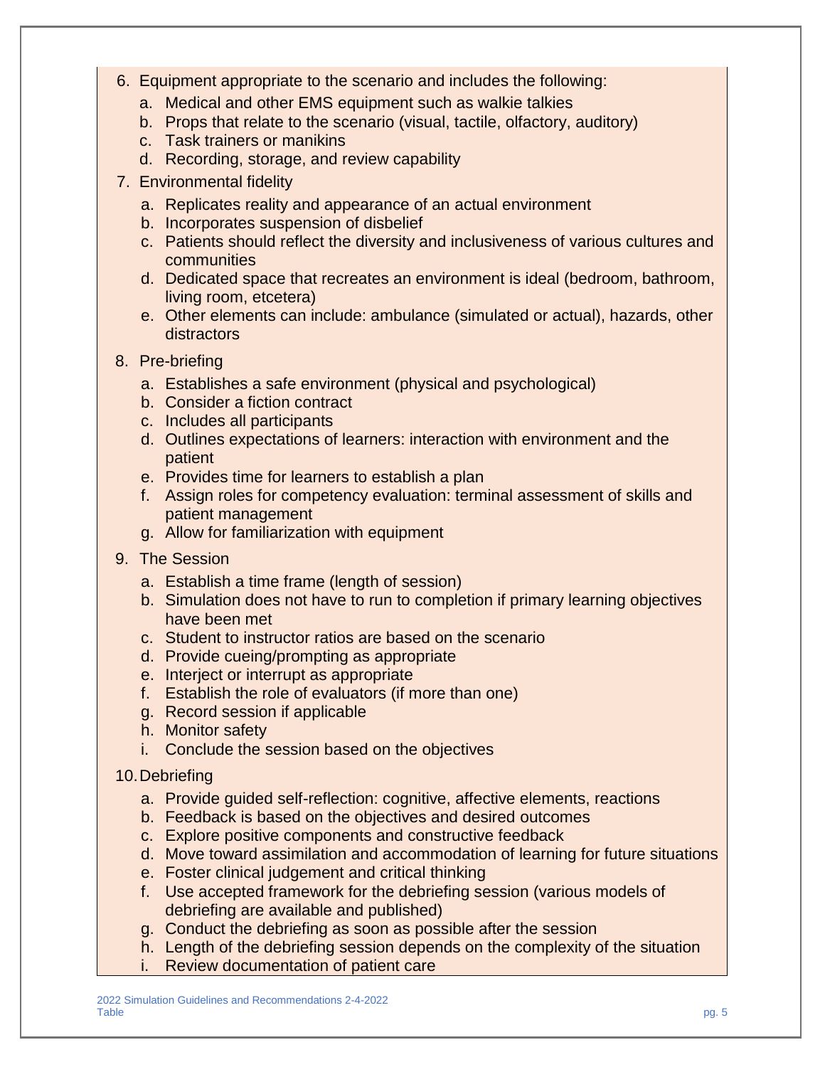6. Equipment appropriate to the scenario and includes the following:
   a. Medical and other EMS equipment such as walkie talkies
   b. Props that relate to the scenario (visual, tactile, olfactory, auditory)
   c. Task trainers or manikins
   d. Recording, storage, and review capability
7. Environmental fidelity
   a. Replicates reality and appearance of an actual environment
   b. Incorporates suspension of disbelief
   c. Patients should reflect the diversity and inclusiveness of various cultures and communities
   d. Dedicated space that recreates an environment is ideal (bedroom, bathroom, living room, etcetera)
   e. Other elements can include: ambulance (simulated or actual), hazards, other distractors
8. Pre-briefing
   a. Establishes a safe environment (physical and psychological)
   b. Consider a fiction contract
   c. Includes all participants
   d. Outlines expectations of learners: interaction with environment and the patient
   e. Provides time for learners to establish a plan
   f. Assign roles for competency evaluation: terminal assessment of skills and patient management
   g. Allow for familiarization with equipment
9. The Session
   a. Establish a time frame (length of session)
   b. Simulation does not have to run to completion if primary learning objectives have been met
   c. Student to instructor ratios are based on the scenario
   d. Provide cueing/prompting as appropriate
   e. Interject or interrupt as appropriate
   f. Establish the role of evaluators (if more than one)
   g. Record session if applicable
   h. Monitor safety
   i. Conclude the session based on the objectives
10. Debriefing
    a. Provide guided self-reflection: cognitive, affective elements, reactions
    b. Feedback is based on the objectives and desired outcomes
    c. Explore positive components and constructive feedback
    d. Move toward assimilation and accommodation of learning for future situations
    e. Foster clinical judgement and critical thinking
    f. Use accepted framework for the debriefing session (various models of debriefing are available and published)
    g. Conduct the debriefing as soon as possible after the session
    h. Length of the debriefing session depends on the complexity of the situation
    i. Review documentation of patient care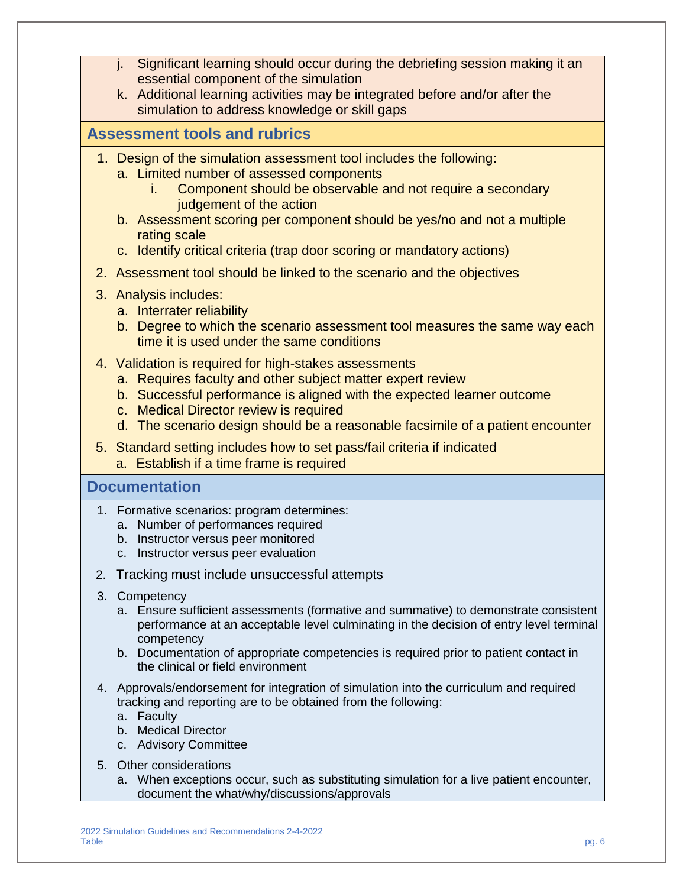j. Significant learning should occur during the debriefing session making it an essential component of the simulation
k. Additional learning activities may be integrated before and/or after the simulation to address knowledge or skill gaps

## Assessment tools and rubrics

1. Design of the simulation assessment tool includes the following:
   a. Limited number of assessed components
      i. Component should be observable and not require a secondary judgement of the action
   b. Assessment scoring per component should be yes/no and not a multiple rating scale
   c. Identify critical criteria (trap door scoring or mandatory actions)
2. Assessment tool should be linked to the scenario and the objectives
3. Analysis includes:
   a. Interrater reliability
   b. Degree to which the scenario assessment tool measures the same way each time it is used under the same conditions
4. Validation is required for high-stakes assessments
   a. Requires faculty and other subject matter expert review
   b. Successful performance is aligned with the expected learner outcome
   c. Medical Director review is required
   d. The scenario design should be a reasonable facsimile of a patient encounter
5. Standard setting includes how to set pass/fail criteria if indicated
   a. Establish if a time frame is required

## Documentation

1. Formative scenarios: program determines:
   a. Number of performances required
   b. Instructor versus peer monitored
   c. Instructor versus peer evaluation
2. Tracking must include unsuccessful attempts
3. Competency
   a. Ensure sufficient assessments (formative and summative) to demonstrate consistent performance at an acceptable level culminating in the decision of entry level terminal competency
   b. Documentation of appropriate competencies is required prior to patient contact in the clinical or field environment
4. Approvals/endorsement for integration of simulation into the curriculum and required tracking and reporting are to be obtained from the following:
   a. Faculty
   b. Medical Director
   c. Advisory Committee
5. Other considerations
   a. When exceptions occur, such as substituting simulation for a live patient encounter, document the what/why/discussions/approvals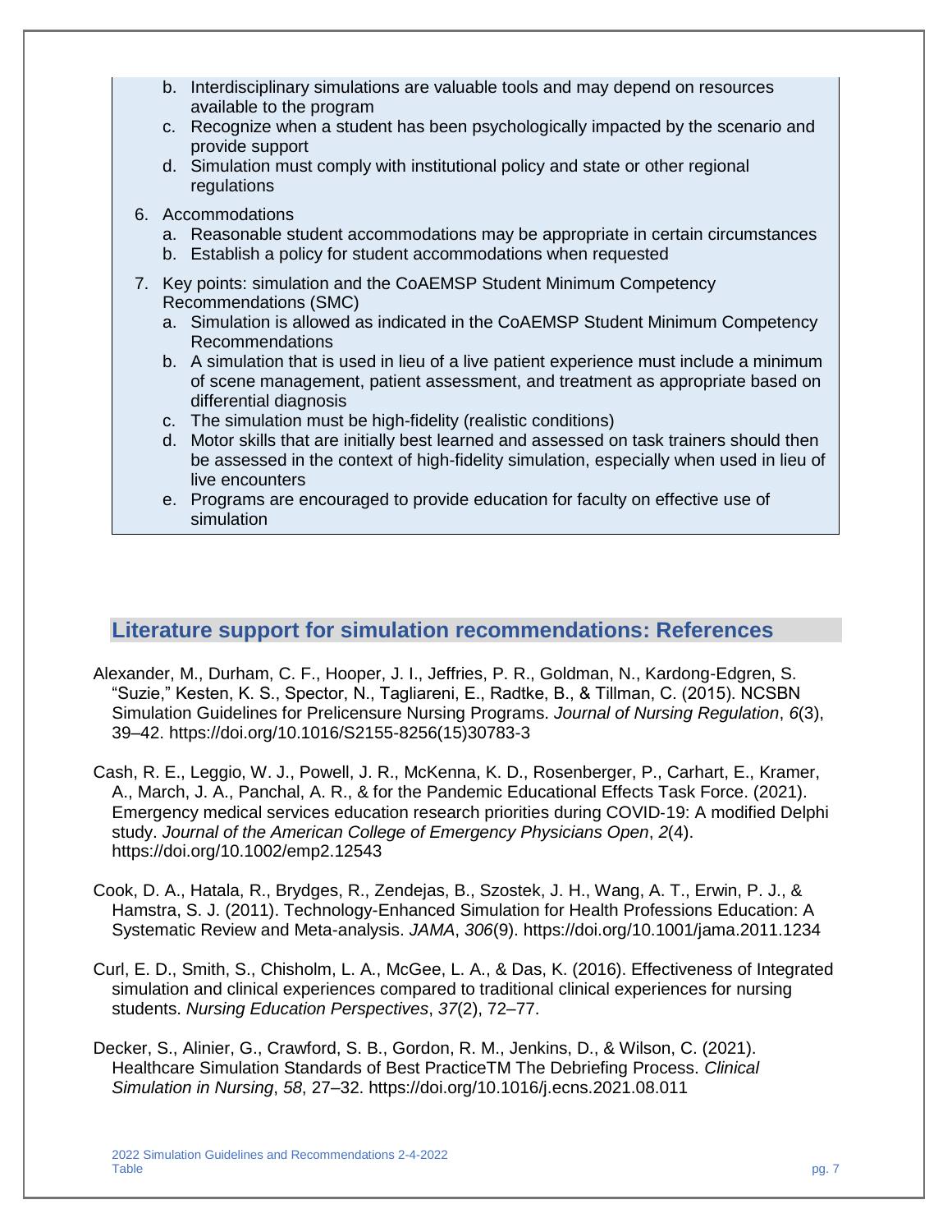b. Interdisciplinary simulations are valuable tools and may depend on resources available to the program
c. Recognize when a student has been psychologically impacted by the scenario and provide support
d. Simulation must comply with institutional policy and state or other regional regulations

6. Accommodations
   a. Reasonable student accommodations may be appropriate in certain circumstances
   b. Establish a policy for student accommodations when requested

7. Key points: simulation and the CoAEMSP Student Minimum Competency Recommendations (SMC)
   a. Simulation is allowed as indicated in the CoAEMSP Student Minimum Competency Recommendations
   b. A simulation that is used in lieu of a live patient experience must include a minimum of scene management, patient assessment, and treatment as appropriate based on differential diagnosis
   c. The simulation must be high-fidelity (realistic conditions)
   d. Motor skills that are initially best learned and assessed on task trainers should then be assessed in the context of high-fidelity simulation, especially when used in lieu of live encounters
   e. Programs are encouraged to provide education for faculty on effective use of simulation

## Literature support for simulation recommendations: References

Alexander, M., Durham, C. F., Hooper, J. I., Jeffries, P. R., Goldman, N., Kardong-Edgren, S. "Suzie," Kesten, K. S., Spector, N., Tagliareni, E., Radtke, B., & Tillman, C. (2015). NCSBN Simulation Guidelines for Prelicensure Nursing Programs. *Journal of Nursing Regulation*, *6*(3), 39–42. https://doi.org/10.1016/S2155-8256(15)30783-3

Cash, R. E., Leggio, W. J., Powell, J. R., McKenna, K. D., Rosenberger, P., Carhart, E., Kramer, A., March, J. A., Panchal, A. R., & for the Pandemic Educational Effects Task Force. (2021). Emergency medical services education research priorities during COVID-19: A modified Delphi study. *Journal of the American College of Emergency Physicians Open*, *2*(4). https://doi.org/10.1002/emp2.12543

Cook, D. A., Hatala, R., Brydges, R., Zendejas, B., Szostek, J. H., Wang, A. T., Erwin, P. J., & Hamstra, S. J. (2011). Technology-Enhanced Simulation for Health Professions Education: A Systematic Review and Meta-analysis. *JAMA*, *306*(9). https://doi.org/10.1001/jama.2011.1234

Curl, E. D., Smith, S., Chisholm, L. A., McGee, L. A., & Das, K. (2016). Effectiveness of Integrated simulation and clinical experiences compared to traditional clinical experiences for nursing students. *Nursing Education Perspectives*, *37*(2), 72–77.

Decker, S., Alinier, G., Crawford, S. B., Gordon, R. M., Jenkins, D., & Wilson, C. (2021). Healthcare Simulation Standards of Best PracticeTM The Debriefing Process. *Clinical Simulation in Nursing*, *58*, 27–32. https://doi.org/10.1016/j.ecns.2021.08.011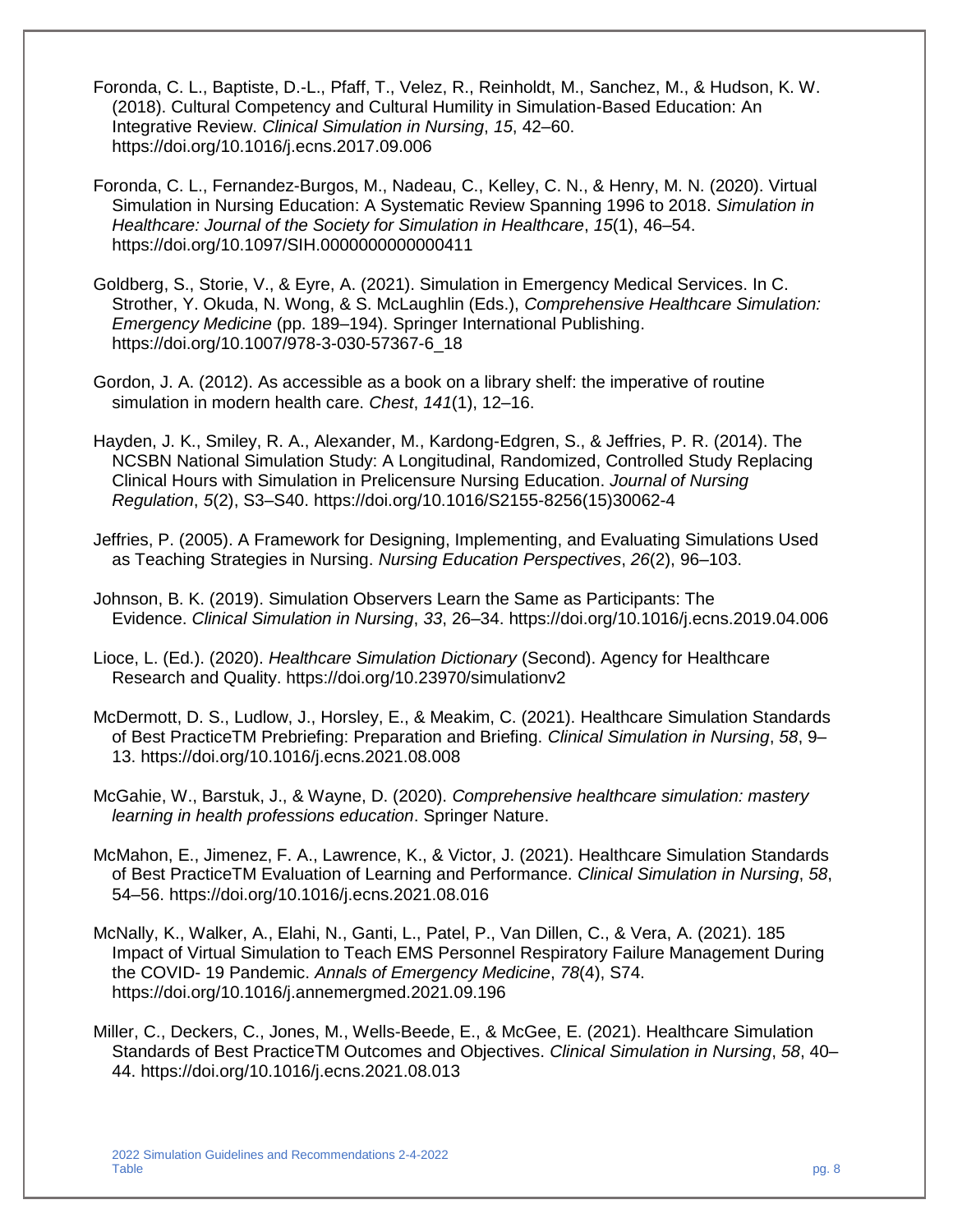Foronda, C. L., Baptiste, D.-L., Pfaff, T., Velez, R., Reinholdt, M., Sanchez, M., & Hudson, K. W. (2018). Cultural Competency and Cultural Humility in Simulation-Based Education: An Integrative Review. *Clinical Simulation in Nursing*, *15*, 42–60. https://doi.org/10.1016/j.ecns.2017.09.006

Foronda, C. L., Fernandez-Burgos, M., Nadeau, C., Kelley, C. N., & Henry, M. N. (2020). Virtual Simulation in Nursing Education: A Systematic Review Spanning 1996 to 2018. *Simulation in Healthcare: Journal of the Society for Simulation in Healthcare*, *15*(1), 46–54. https://doi.org/10.1097/SIH.0000000000000411

Goldberg, S., Storie, V., & Eyre, A. (2021). Simulation in Emergency Medical Services. In C. Strother, Y. Okuda, N. Wong, & S. McLaughlin (Eds.), *Comprehensive Healthcare Simulation: Emergency Medicine* (pp. 189–194). Springer International Publishing. https://doi.org/10.1007/978-3-030-57367-6_18

Gordon, J. A. (2012). As accessible as a book on a library shelf: the imperative of routine simulation in modern health care. *Chest*, *141*(1), 12–16.

Hayden, J. K., Smiley, R. A., Alexander, M., Kardong-Edgren, S., & Jeffries, P. R. (2014). The NCSBN National Simulation Study: A Longitudinal, Randomized, Controlled Study Replacing Clinical Hours with Simulation in Prelicensure Nursing Education. *Journal of Nursing Regulation*, *5*(2), S3–S40. https://doi.org/10.1016/S2155-8256(15)30062-4

Jeffries, P. (2005). A Framework for Designing, Implementing, and Evaluating Simulations Used as Teaching Strategies in Nursing. *Nursing Education Perspectives*, *26*(2), 96–103.

Johnson, B. K. (2019). Simulation Observers Learn the Same as Participants: The Evidence. *Clinical Simulation in Nursing*, *33*, 26–34. https://doi.org/10.1016/j.ecns.2019.04.006

Lioce, L. (Ed.). (2020). *Healthcare Simulation Dictionary* (Second). Agency for Healthcare Research and Quality. https://doi.org/10.23970/simulationv2

McDermott, D. S., Ludlow, J., Horsley, E., & Meakim, C. (2021). Healthcare Simulation Standards of Best PracticeTM Prebriefing: Preparation and Briefing. *Clinical Simulation in Nursing*, *58*, 9–13. https://doi.org/10.1016/j.ecns.2021.08.008

McGahie, W., Barstuk, J., & Wayne, D. (2020). *Comprehensive healthcare simulation: mastery learning in health professions education*. Springer Nature.

McMahon, E., Jimenez, F. A., Lawrence, K., & Victor, J. (2021). Healthcare Simulation Standards of Best PracticeTM Evaluation of Learning and Performance. *Clinical Simulation in Nursing*, *58*, 54–56. https://doi.org/10.1016/j.ecns.2021.08.016

McNally, K., Walker, A., Elahi, N., Ganti, L., Patel, P., Van Dillen, C., & Vera, A. (2021). 185 Impact of Virtual Simulation to Teach EMS Personnel Respiratory Failure Management During the COVID- 19 Pandemic. *Annals of Emergency Medicine*, *78*(4), S74. https://doi.org/10.1016/j.annemergmed.2021.09.196

Miller, C., Deckers, C., Jones, M., Wells-Beede, E., & McGee, E. (2021). Healthcare Simulation Standards of Best PracticeTM Outcomes and Objectives. *Clinical Simulation in Nursing*, *58*, 40–44. https://doi.org/10.1016/j.ecns.2021.08.013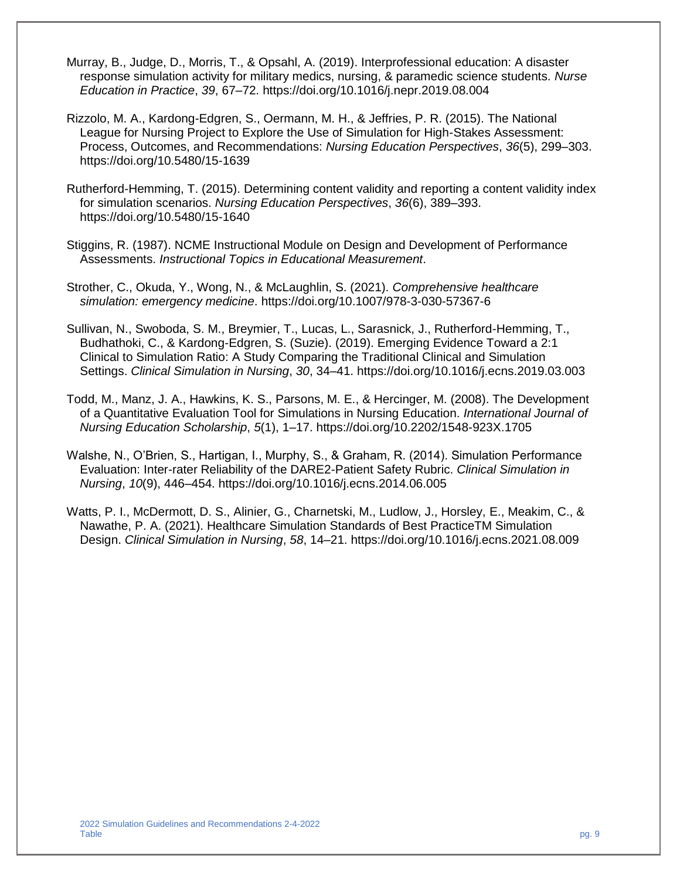Murray, B., Judge, D., Morris, T., & Opsahl, A. (2019). Interprofessional education: A disaster response simulation activity for military medics, nursing, & paramedic science students. *Nurse Education in Practice*, *39*, 67–72. https://doi.org/10.1016/j.nepr.2019.08.004

Rizzolo, M. A., Kardong-Edgren, S., Oermann, M. H., & Jeffries, P. R. (2015). The National League for Nursing Project to Explore the Use of Simulation for High-Stakes Assessment: Process, Outcomes, and Recommendations: *Nursing Education Perspectives*, *36*(5), 299–303. https://doi.org/10.5480/15-1639

Rutherford-Hemming, T. (2015). Determining content validity and reporting a content validity index for simulation scenarios. *Nursing Education Perspectives*, *36*(6), 389–393. https://doi.org/10.5480/15-1640

Stiggins, R. (1987). NCME Instructional Module on Design and Development of Performance Assessments. *Instructional Topics in Educational Measurement*.

Strother, C., Okuda, Y., Wong, N., & McLaughlin, S. (2021). *Comprehensive healthcare simulation: emergency medicine*. https://doi.org/10.1007/978-3-030-57367-6

Sullivan, N., Swoboda, S. M., Breymier, T., Lucas, L., Sarasnick, J., Rutherford-Hemming, T., Budhathoki, C., & Kardong-Edgren, S. (Suzie). (2019). Emerging Evidence Toward a 2:1 Clinical to Simulation Ratio: A Study Comparing the Traditional Clinical and Simulation Settings. *Clinical Simulation in Nursing*, *30*, 34–41. https://doi.org/10.1016/j.ecns.2019.03.003

Todd, M., Manz, J. A., Hawkins, K. S., Parsons, M. E., & Hercinger, M. (2008). The Development of a Quantitative Evaluation Tool for Simulations in Nursing Education. *International Journal of Nursing Education Scholarship*, *5*(1), 1–17. https://doi.org/10.2202/1548-923X.1705

Walshe, N., O'Brien, S., Hartigan, I., Murphy, S., & Graham, R. (2014). Simulation Performance Evaluation: Inter-rater Reliability of the DARE2-Patient Safety Rubric. *Clinical Simulation in Nursing*, *10*(9), 446–454. https://doi.org/10.1016/j.ecns.2014.06.005

Watts, P. I., McDermott, D. S., Alinier, G., Charnetski, M., Ludlow, J., Horsley, E., Meakim, C., & Nawathe, P. A. (2021). Healthcare Simulation Standards of Best PracticeTM Simulation Design. *Clinical Simulation in Nursing*, *58*, 14–21. https://doi.org/10.1016/j.ecns.2021.08.009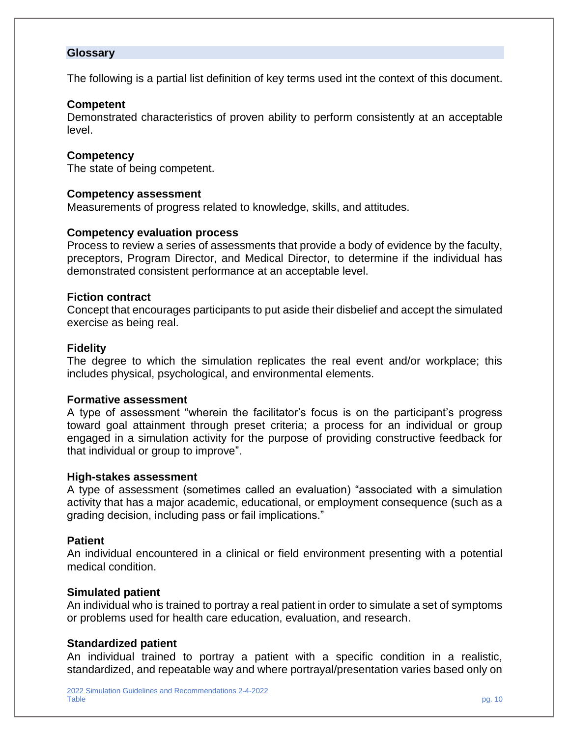## Glossary

The following is a partial list definition of key terms used int the context of this document.

**Competent**
Demonstrated characteristics of proven ability to perform consistently at an acceptable level.

**Competency**
The state of being competent.

**Competency assessment**
Measurements of progress related to knowledge, skills, and attitudes.

**Competency evaluation process**
Process to review a series of assessments that provide a body of evidence by the faculty, preceptors, Program Director, and Medical Director, to determine if the individual has demonstrated consistent performance at an acceptable level.

**Fiction contract**
Concept that encourages participants to put aside their disbelief and accept the simulated exercise as being real.

**Fidelity**
The degree to which the simulation replicates the real event and/or workplace; this includes physical, psychological, and environmental elements.

**Formative assessment**
A type of assessment "wherein the facilitator's focus is on the participant's progress toward goal attainment through preset criteria; a process for an individual or group engaged in a simulation activity for the purpose of providing constructive feedback for that individual or group to improve".

**High-stakes assessment**
A type of assessment (sometimes called an evaluation) "associated with a simulation activity that has a major academic, educational, or employment consequence (such as a grading decision, including pass or fail implications."

**Patient**
An individual encountered in a clinical or field environment presenting with a potential medical condition.

**Simulated patient**
An individual who is trained to portray a real patient in order to simulate a set of symptoms or problems used for health care education, evaluation, and research.

**Standardized patient**
An individual trained to portray a patient with a specific condition in a realistic, standardized, and repeatable way and where portrayal/presentation varies based only on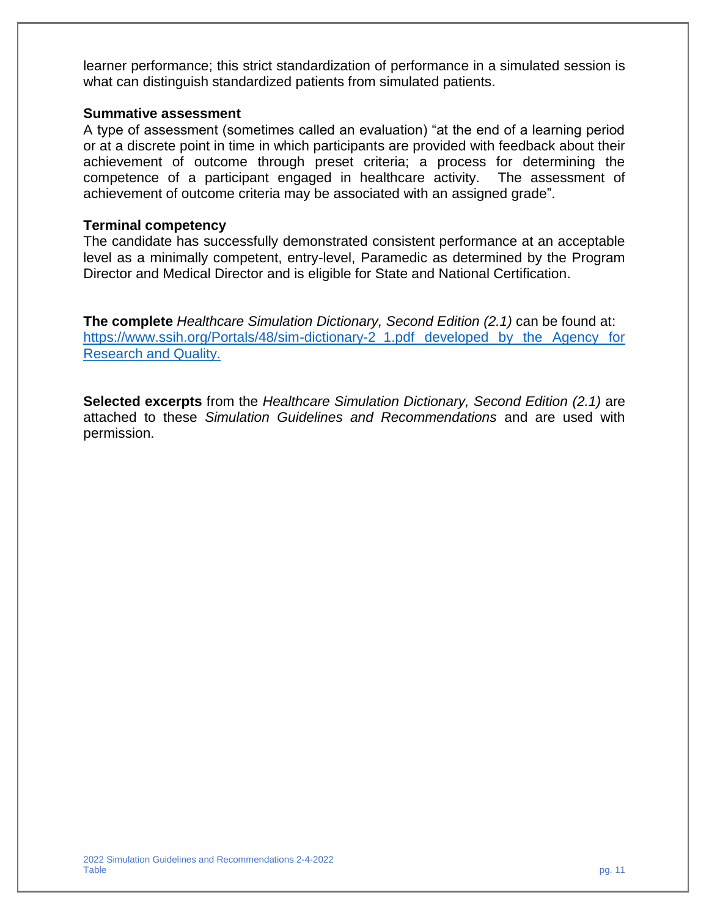learner performance; this strict standardization of performance in a simulated session is what can distinguish standardized patients from simulated patients.

### Summative assessment

A type of assessment (sometimes called an evaluation) "at the end of a learning period or at a discrete point in time in which participants are provided with feedback about their achievement of outcome through preset criteria; a process for determining the competence of a participant engaged in healthcare activity. The assessment of achievement of outcome criteria may be associated with an assigned grade".

### Terminal competency

The candidate has successfully demonstrated consistent performance at an acceptable level as a minimally competent, entry-level, Paramedic as determined by the Program Director and Medical Director and is eligible for State and National Certification.

**The complete** *Healthcare Simulation Dictionary, Second Edition (2.1)* can be found at: https://www.ssih.org/Portals/48/sim-dictionary-2_1.pdf developed by the Agency for Research and Quality.

**Selected excerpts** from the *Healthcare Simulation Dictionary, Second Edition (2.1)* are attached to these *Simulation Guidelines and Recommendations* and are used with permission.